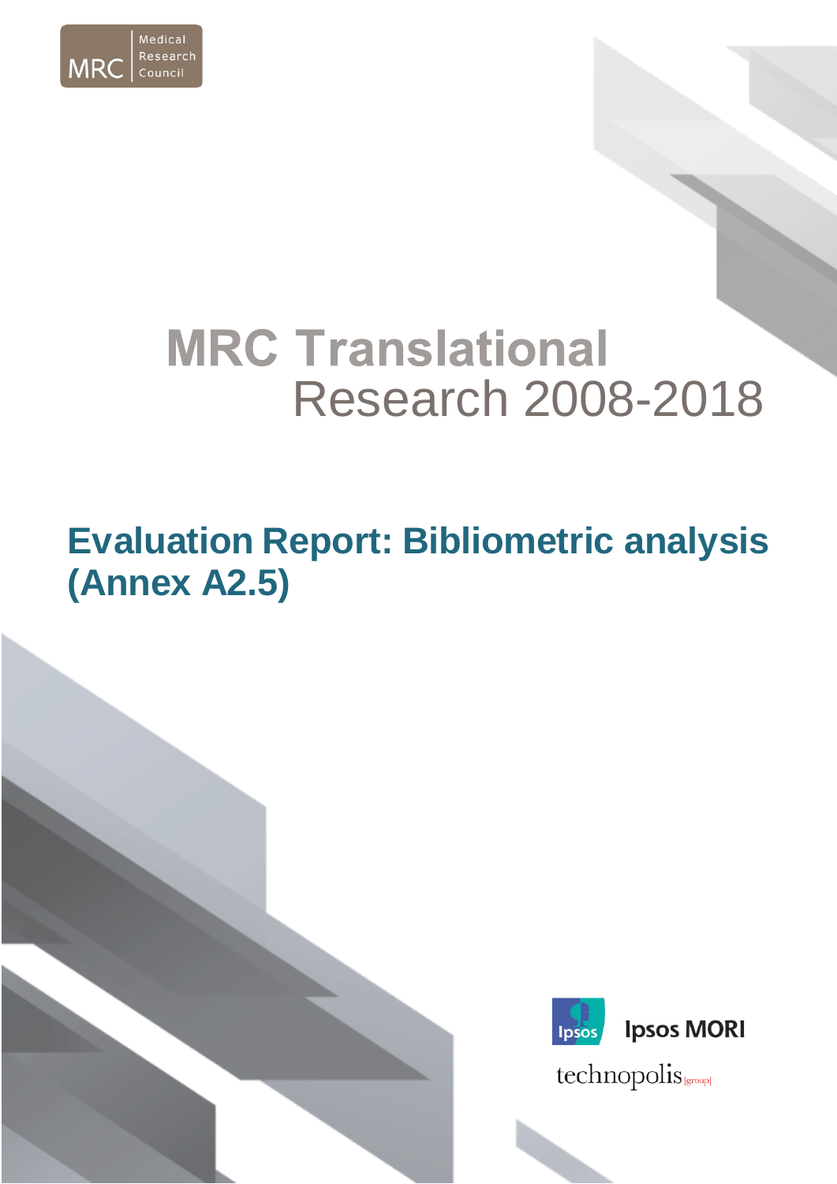Medical Research Council

# MRC Translational Research 2008-2018

## Evaluation Report: Bibliometric analysis (Annex A2.5)

Ipsos MORI

technopolis [group]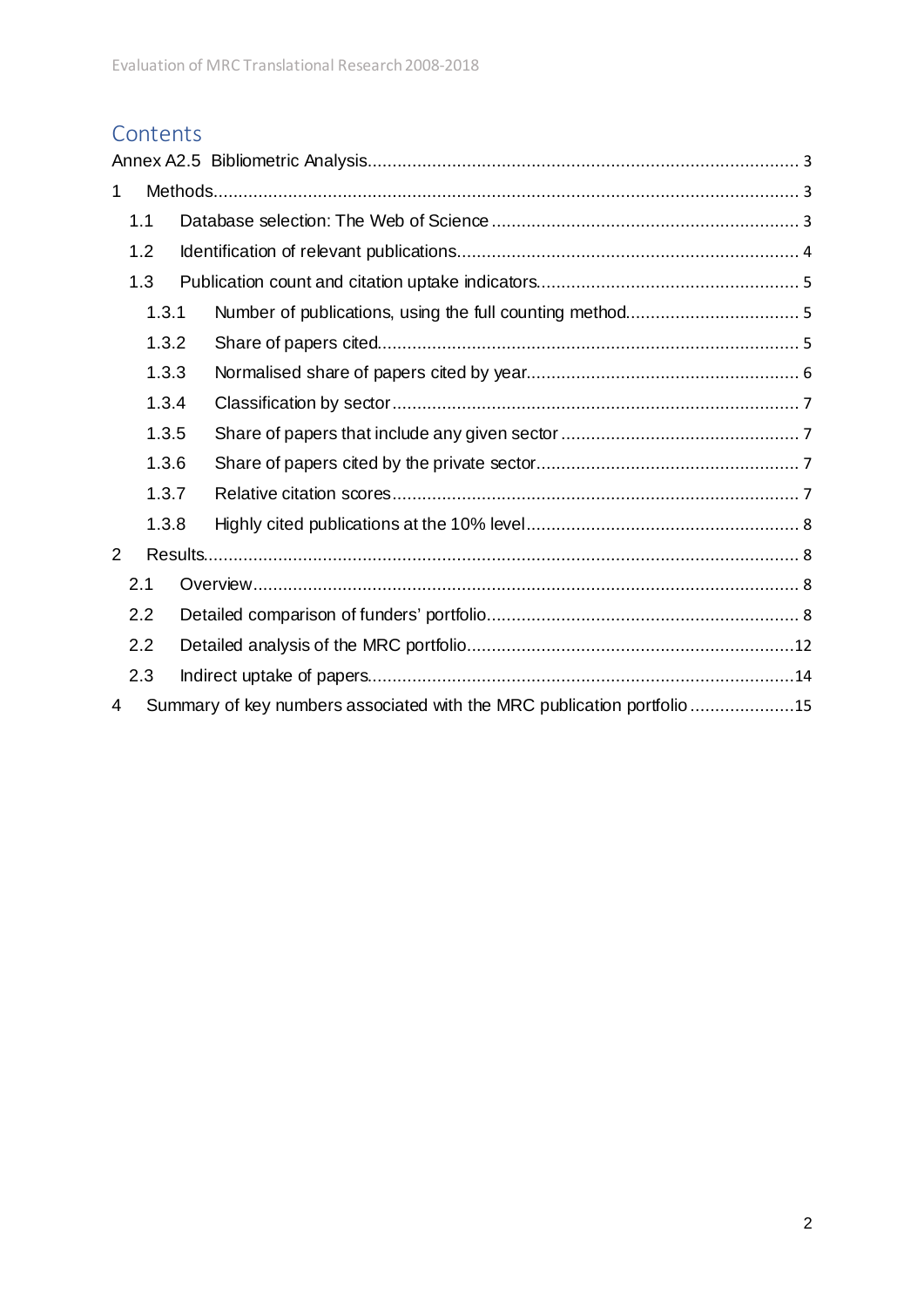# Contents

Annex A2.5 Bibliometric Analysis ..... 3

1 Methods ..... 3

- 1.1 Database selection: The Web of Science ..... 3
- 1.2 Identification of relevant publications ..... 4
- 1.3 Publication count and citation uptake indicators ..... 5
  - 1.3.1 Number of publications, using the full counting method ..... 5
  - 1.3.2 Share of papers cited ..... 5
  - 1.3.3 Normalised share of papers cited by year ..... 6
  - 1.3.4 Classification by sector ..... 7
  - 1.3.5 Share of papers that include any given sector ..... 7
  - 1.3.6 Share of papers cited by the private sector ..... 7
  - 1.3.7 Relative citation scores ..... 7
  - 1.3.8 Highly cited publications at the 10% level ..... 8

2 Results ..... 8

- 2.1 Overview ..... 8
- 2.2 Detailed comparison of funders' portfolio ..... 8
- 2.2 Detailed analysis of the MRC portfolio ..... 12
- 2.3 Indirect uptake of papers ..... 14

4 Summary of key numbers associated with the MRC publication portfolio ..... 15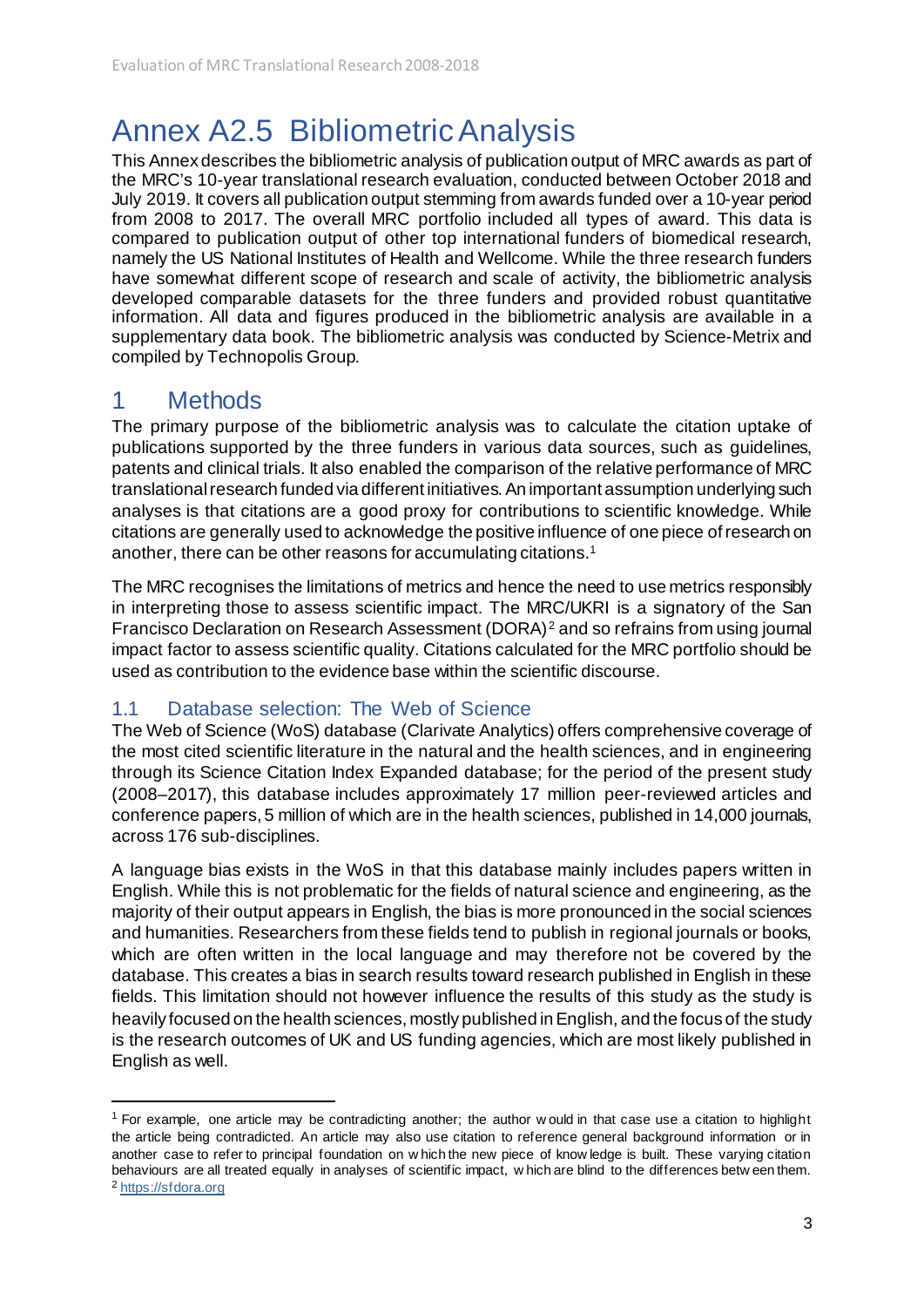# Annex A2.5 Bibliometric Analysis

This Annex describes the bibliometric analysis of publication output of MRC awards as part of the MRC's 10-year translational research evaluation, conducted between October 2018 and July 2019. It covers all publication output stemming from awards funded over a 10-year period from 2008 to 2017. The overall MRC portfolio included all types of award. This data is compared to publication output of other top international funders of biomedical research, namely the US National Institutes of Health and Wellcome. While the three research funders have somewhat different scope of research and scale of activity, the bibliometric analysis developed comparable datasets for the three funders and provided robust quantitative information. All data and figures produced in the bibliometric analysis are available in a supplementary data book. The bibliometric analysis was conducted by Science-Metrix and compiled by Technopolis Group.

## 1 Methods

The primary purpose of the bibliometric analysis was to calculate the citation uptake of publications supported by the three funders in various data sources, such as guidelines, patents and clinical trials. It also enabled the comparison of the relative performance of MRC translational research funded via different initiatives. An important assumption underlying such analyses is that citations are a good proxy for contributions to scientific knowledge. While citations are generally used to acknowledge the positive influence of one piece of research on another, there can be other reasons for accumulating citations.[1]

The MRC recognises the limitations of metrics and hence the need to use metrics responsibly in interpreting those to assess scientific impact. The MRC/UKRI is a signatory of the San Francisco Declaration on Research Assessment (DORA)[2] and so refrains from using journal impact factor to assess scientific quality. Citations calculated for the MRC portfolio should be used as contribution to the evidence base within the scientific discourse.

### 1.1 Database selection: The Web of Science

The Web of Science (WoS) database (Clarivate Analytics) offers comprehensive coverage of the most cited scientific literature in the natural and the health sciences, and in engineering through its Science Citation Index Expanded database; for the period of the present study (2008–2017), this database includes approximately 17 million peer-reviewed articles and conference papers, 5 million of which are in the health sciences, published in 14,000 journals, across 176 sub-disciplines.

A language bias exists in the WoS in that this database mainly includes papers written in English. While this is not problematic for the fields of natural science and engineering, as the majority of their output appears in English, the bias is more pronounced in the social sciences and humanities. Researchers from these fields tend to publish in regional journals or books, which are often written in the local language and may therefore not be covered by the database. This creates a bias in search results toward research published in English in these fields. This limitation should not however influence the results of this study as the study is heavily focused on the health sciences, mostly published in English, and the focus of the study is the research outcomes of UK and US funding agencies, which are most likely published in English as well.

---

[1] For example, one article may be contradicting another; the author would in that case use a citation to highlight the article being contradicted. An article may also use citation to reference general background information or in another case to refer to principal foundation on which the new piece of knowledge is built. These varying citation behaviours are all treated equally in analyses of scientific impact, which are blind to the differences between them.

[2] https://sfdora.org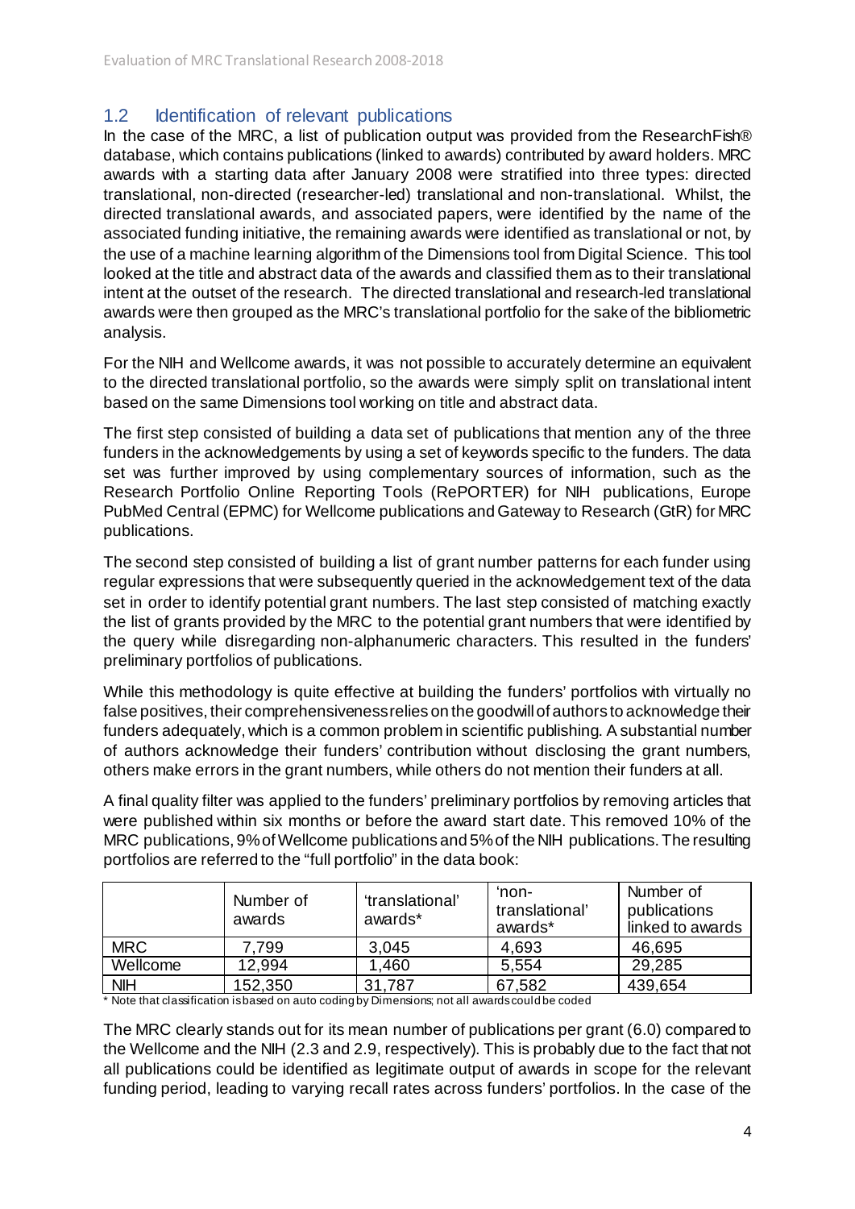## 1.2 Identification of relevant publications

In the case of the MRC, a list of publication output was provided from the ResearchFish® database, which contains publications (linked to awards) contributed by award holders. MRC awards with a starting data after January 2008 were stratified into three types: directed translational, non-directed (researcher-led) translational and non-translational. Whilst, the directed translational awards, and associated papers, were identified by the name of the associated funding initiative, the remaining awards were identified as translational or not, by the use of a machine learning algorithm of the Dimensions tool from Digital Science. This tool looked at the title and abstract data of the awards and classified them as to their translational intent at the outset of the research. The directed translational and research-led translational awards were then grouped as the MRC's translational portfolio for the sake of the bibliometric analysis.

For the NIH and Wellcome awards, it was not possible to accurately determine an equivalent to the directed translational portfolio, so the awards were simply split on translational intent based on the same Dimensions tool working on title and abstract data.

The first step consisted of building a data set of publications that mention any of the three funders in the acknowledgements by using a set of keywords specific to the funders. The data set was further improved by using complementary sources of information, such as the Research Portfolio Online Reporting Tools (RePORTER) for NIH publications, Europe PubMed Central (EPMC) for Wellcome publications and Gateway to Research (GtR) for MRC publications.

The second step consisted of building a list of grant number patterns for each funder using regular expressions that were subsequently queried in the acknowledgement text of the data set in order to identify potential grant numbers. The last step consisted of matching exactly the list of grants provided by the MRC to the potential grant numbers that were identified by the query while disregarding non-alphanumeric characters. This resulted in the funders' preliminary portfolios of publications.

While this methodology is quite effective at building the funders' portfolios with virtually no false positives, their comprehensiveness relies on the goodwill of authors to acknowledge their funders adequately, which is a common problem in scientific publishing. A substantial number of authors acknowledge their funders' contribution without disclosing the grant numbers, others make errors in the grant numbers, while others do not mention their funders at all.

A final quality filter was applied to the funders' preliminary portfolios by removing articles that were published within six months or before the award start date. This removed 10% of the MRC publications, 9% of Wellcome publications and 5% of the NIH publications. The resulting portfolios are referred to the "full portfolio" in the data book:

| | Number of awards | 'translational' awards* | 'non-translational' awards* | Number of publications linked to awards |
|---|---|---|---|---|
| MRC | 7,799 | 3,045 | 4,693 | 46,695 |
| Wellcome | 12,994 | 1,460 | 5,554 | 29,285 |
| NIH | 152,350 | 31,787 | 67,582 | 439,654 |

\* Note that classification is based on auto coding by Dimensions; not all awards could be coded

The MRC clearly stands out for its mean number of publications per grant (6.0) compared to the Wellcome and the NIH (2.3 and 2.9, respectively). This is probably due to the fact that not all publications could be identified as legitimate output of awards in scope for the relevant funding period, leading to varying recall rates across funders' portfolios. In the case of the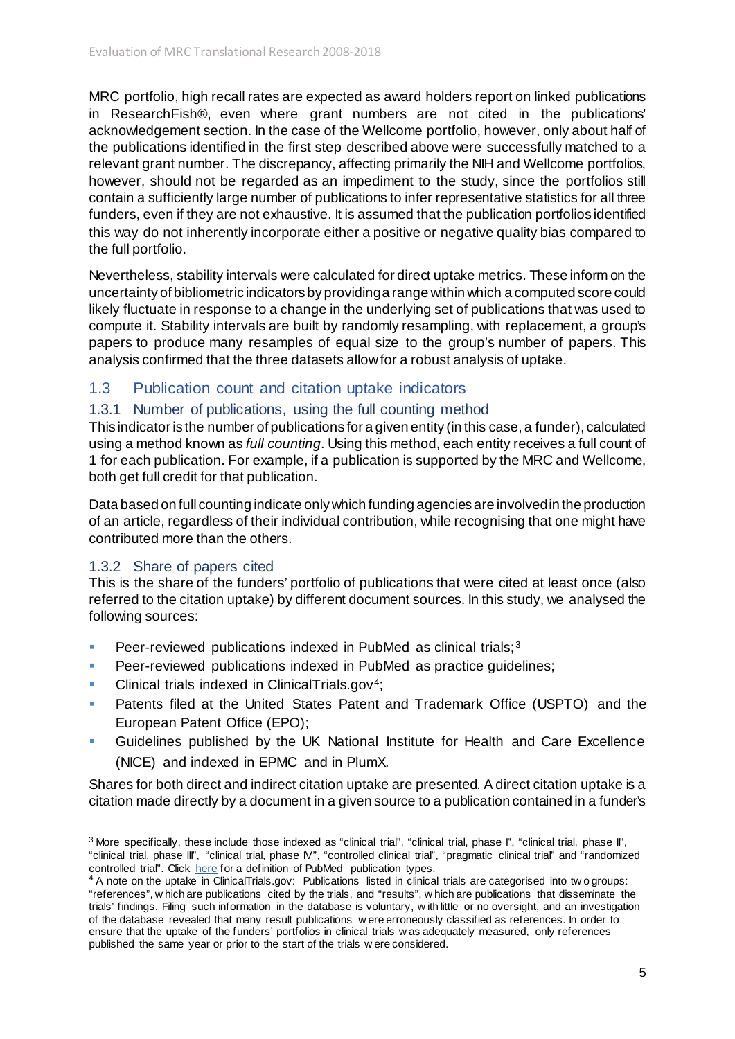MRC portfolio, high recall rates are expected as award holders report on linked publications in ResearchFish®, even where grant numbers are not cited in the publications' acknowledgement section. In the case of the Wellcome portfolio, however, only about half of the publications identified in the first step described above were successfully matched to a relevant grant number. The discrepancy, affecting primarily the NIH and Wellcome portfolios, however, should not be regarded as an impediment to the study, since the portfolios still contain a sufficiently large number of publications to infer representative statistics for all three funders, even if they are not exhaustive. It is assumed that the publication portfolios identified this way do not inherently incorporate either a positive or negative quality bias compared to the full portfolio.

Nevertheless, stability intervals were calculated for direct uptake metrics. These inform on the uncertainty of bibliometric indicators by providing a range within which a computed score could likely fluctuate in response to a change in the underlying set of publications that was used to compute it. Stability intervals are built by randomly resampling, with replacement, a group's papers to produce many resamples of equal size to the group's number of papers. This analysis confirmed that the three datasets allow for a robust analysis of uptake.

## 1.3 Publication count and citation uptake indicators

### 1.3.1 Number of publications, using the full counting method

This indicator is the number of publications for a given entity (in this case, a funder), calculated using a method known as *full counting*. Using this method, each entity receives a full count of 1 for each publication. For example, if a publication is supported by the MRC and Wellcome, both get full credit for that publication.

Data based on full counting indicate only which funding agencies are involved in the production of an article, regardless of their individual contribution, while recognising that one might have contributed more than the others.

### 1.3.2 Share of papers cited

This is the share of the funders' portfolio of publications that were cited at least once (also referred to the citation uptake) by different document sources. In this study, we analysed the following sources:

- Peer-reviewed publications indexed in PubMed as clinical trials;[3]
- Peer-reviewed publications indexed in PubMed as practice guidelines;
- Clinical trials indexed in ClinicalTrials.gov[4];
- Patents filed at the United States Patent and Trademark Office (USPTO) and the European Patent Office (EPO);
- Guidelines published by the UK National Institute for Health and Care Excellence (NICE) and indexed in EPMC and in PlumX.

Shares for both direct and indirect citation uptake are presented. A direct citation uptake is a citation made directly by a document in a given source to a publication contained in a funder's

---

[3] More specifically, these include those indexed as "clinical trial", "clinical trial, phase I", "clinical trial, phase II", "clinical trial, phase III", "clinical trial, phase IV", "controlled clinical trial", "pragmatic clinical trial" and "randomized controlled trial". Click here for a definition of PubMed publication types.

[4] A note on the uptake in ClinicalTrials.gov: Publications listed in clinical trials are categorised into two groups: "references", which are publications cited by the trials, and "results", which are publications that disseminate the trials' findings. Filing such information in the database is voluntary, with little or no oversight, and an investigation of the database revealed that many result publications were erroneously classified as references. In order to ensure that the uptake of the funders' portfolios in clinical trials was adequately measured, only references published the same year or prior to the start of the trials were considered.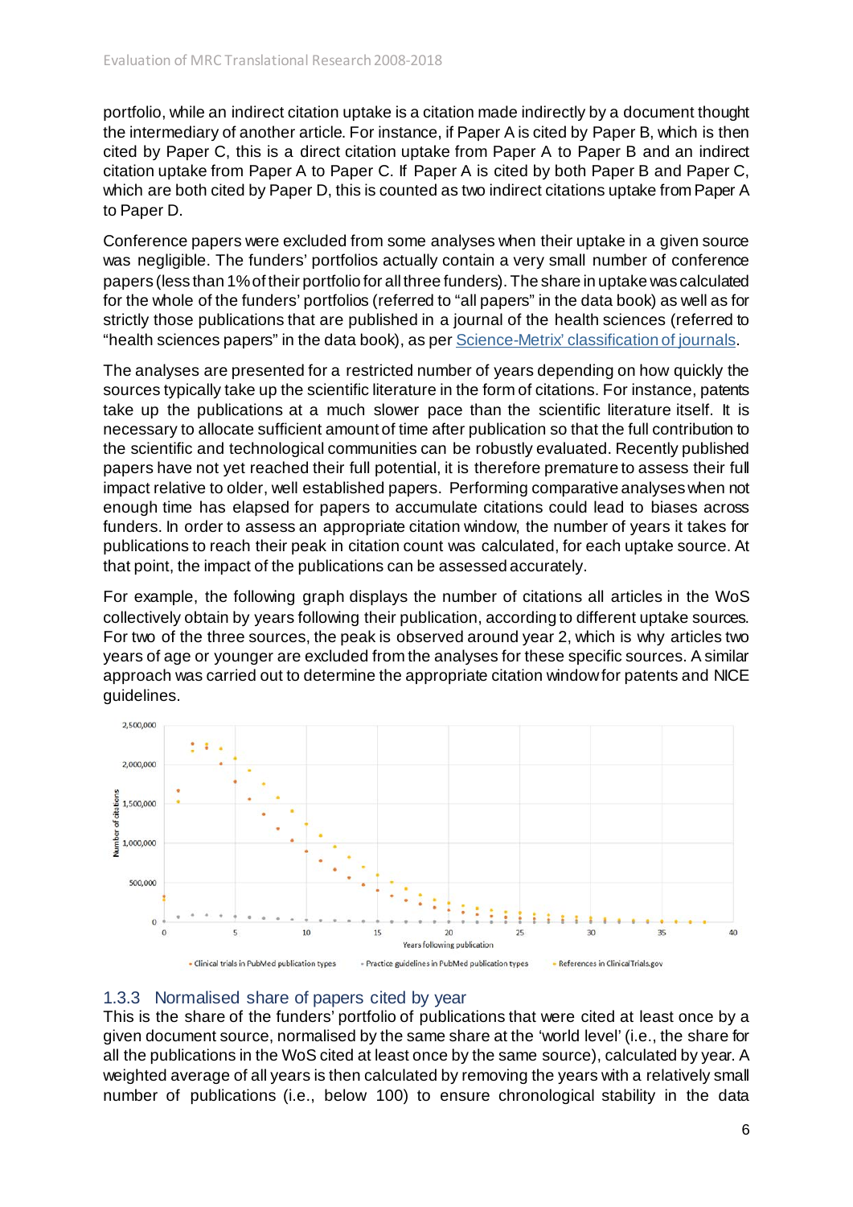portfolio, while an indirect citation uptake is a citation made indirectly by a document thought the intermediary of another article. For instance, if Paper A is cited by Paper B, which is then cited by Paper C, this is a direct citation uptake from Paper A to Paper B and an indirect citation uptake from Paper A to Paper C. If Paper A is cited by both Paper B and Paper C, which are both cited by Paper D, this is counted as two indirect citations uptake from Paper A to Paper D.

Conference papers were excluded from some analyses when their uptake in a given source was negligible. The funders' portfolios actually contain a very small number of conference papers (less than 1% of their portfolio for all three funders). The share in uptake was calculated for the whole of the funders' portfolios (referred to "all papers" in the data book) as well as for strictly those publications that are published in a journal of the health sciences (referred to "health sciences papers" in the data book), as per Science-Metrix' classification of journals.

The analyses are presented for a restricted number of years depending on how quickly the sources typically take up the scientific literature in the form of citations. For instance, patents take up the publications at a much slower pace than the scientific literature itself. It is necessary to allocate sufficient amount of time after publication so that the full contribution to the scientific and technological communities can be robustly evaluated. Recently published papers have not yet reached their full potential, it is therefore premature to assess their full impact relative to older, well established papers. Performing comparative analyses when not enough time has elapsed for papers to accumulate citations could lead to biases across funders. In order to assess an appropriate citation window, the number of years it takes for publications to reach their peak in citation count was calculated, for each uptake source. At that point, the impact of the publications can be assessed accurately.

For example, the following graph displays the number of citations all articles in the WoS collectively obtain by years following their publication, according to different uptake sources. For two of the three sources, the peak is observed around year 2, which is why articles two years of age or younger are excluded from the analyses for these specific sources. A similar approach was carried out to determine the appropriate citation window for patents and NICE guidelines.

### 1.3.3 Normalised share of papers cited by year

This is the share of the funders' portfolio of publications that were cited at least once by a given document source, normalised by the same share at the 'world level' (i.e., the share for all the publications in the WoS cited at least once by the same source), calculated by year. A weighted average of all years is then calculated by removing the years with a relatively small number of publications (i.e., below 100) to ensure chronological stability in the data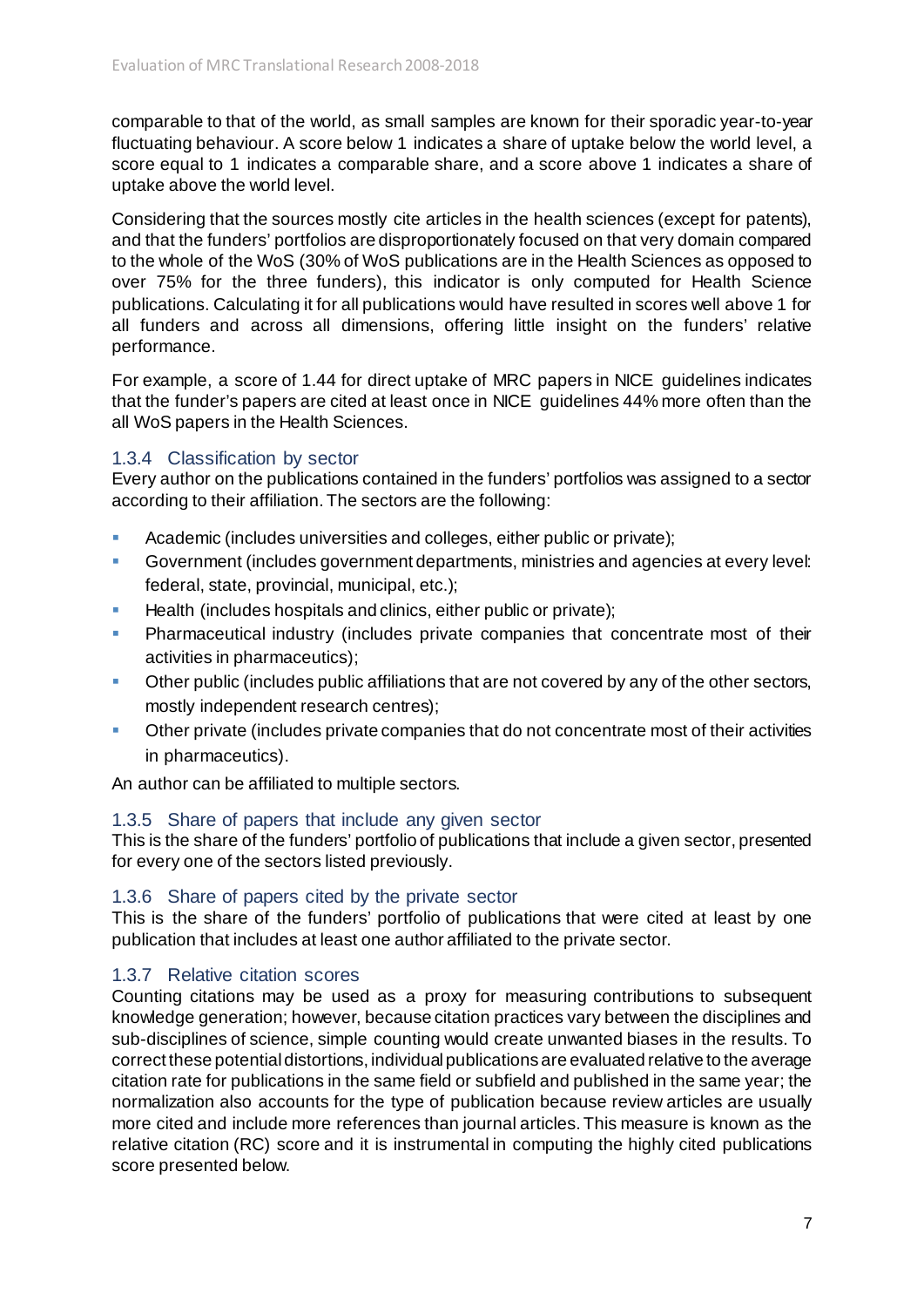comparable to that of the world, as small samples are known for their sporadic year-to-year fluctuating behaviour. A score below 1 indicates a share of uptake below the world level, a score equal to 1 indicates a comparable share, and a score above 1 indicates a share of uptake above the world level.

Considering that the sources mostly cite articles in the health sciences (except for patents), and that the funders' portfolios are disproportionately focused on that very domain compared to the whole of the WoS (30% of WoS publications are in the Health Sciences as opposed to over 75% for the three funders), this indicator is only computed for Health Science publications. Calculating it for all publications would have resulted in scores well above 1 for all funders and across all dimensions, offering little insight on the funders' relative performance.

For example, a score of 1.44 for direct uptake of MRC papers in NICE guidelines indicates that the funder's papers are cited at least once in NICE guidelines 44% more often than the all WoS papers in the Health Sciences.

### 1.3.4 Classification by sector

Every author on the publications contained in the funders' portfolios was assigned to a sector according to their affiliation. The sectors are the following:

- Academic (includes universities and colleges, either public or private);
- Government (includes government departments, ministries and agencies at every level: federal, state, provincial, municipal, etc.);
- Health (includes hospitals and clinics, either public or private);
- Pharmaceutical industry (includes private companies that concentrate most of their activities in pharmaceutics);
- Other public (includes public affiliations that are not covered by any of the other sectors, mostly independent research centres);
- Other private (includes private companies that do not concentrate most of their activities in pharmaceutics).

An author can be affiliated to multiple sectors.

### 1.3.5 Share of papers that include any given sector

This is the share of the funders' portfolio of publications that include a given sector, presented for every one of the sectors listed previously.

### 1.3.6 Share of papers cited by the private sector

This is the share of the funders' portfolio of publications that were cited at least by one publication that includes at least one author affiliated to the private sector.

### 1.3.7 Relative citation scores

Counting citations may be used as a proxy for measuring contributions to subsequent knowledge generation; however, because citation practices vary between the disciplines and sub-disciplines of science, simple counting would create unwanted biases in the results. To correct these potential distortions, individual publications are evaluated relative to the average citation rate for publications in the same field or subfield and published in the same year; the normalization also accounts for the type of publication because review articles are usually more cited and include more references than journal articles. This measure is known as the relative citation (RC) score and it is instrumental in computing the highly cited publications score presented below.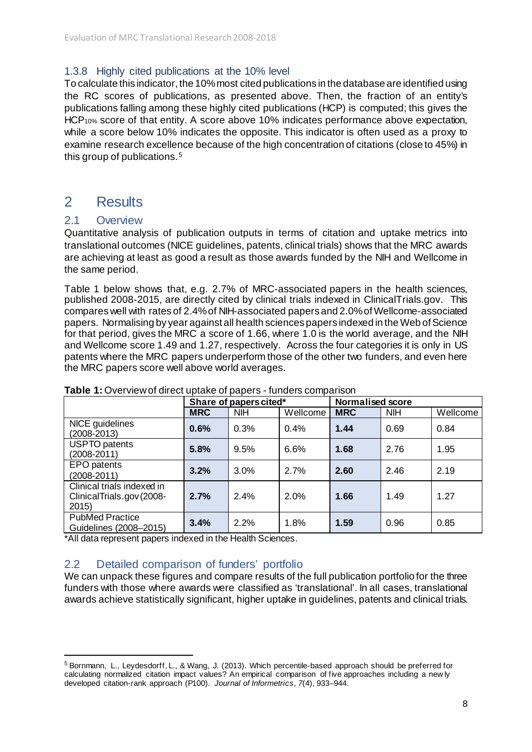### 1.3.8 Highly cited publications at the 10% level

To calculate this indicator, the 10% most cited publications in the database are identified using the RC scores of publications, as presented above. Then, the fraction of an entity's publications falling among these highly cited publications (HCP) is computed; this gives the $HCP_{10\%}$ score of that entity. A score above 10% indicates performance above expectation, while a score below 10% indicates the opposite. This indicator is often used as a proxy to examine research excellence because of the high concentration of citations (close to 45%) in this group of publications.[5]

# 2 Results

## 2.1 Overview

Quantitative analysis of publication outputs in terms of citation and uptake metrics into translational outcomes (NICE guidelines, patents, clinical trials) shows that the MRC awards are achieving at least as good a result as those awards funded by the NIH and Wellcome in the same period.

Table 1 below shows that, e.g. 2.7% of MRC-associated papers in the health sciences, published 2008-2015, are directly cited by clinical trials indexed in ClinicalTrials.gov. This compares well with rates of 2.4% of NIH-associated papers and 2.0% of Wellcome-associated papers. Normalising by year against all health sciences papers indexed in the Web of Science for that period, gives the MRC a score of 1.66, where 1.0 is the world average, and the NIH and Wellcome score 1.49 and 1.27, respectively. Across the four categories it is only in US patents where the MRC papers underperform those of the other two funders, and even here the MRC papers score well above world averages.

**Table 1:** Overview of direct uptake of papers - funders comparison

| | Share of papers cited* | | | Normalised score | | |
|---|---|---|---|---|---|---|
| | **MRC** | NIH | Wellcome | **MRC** | NIH | Wellcome |
| NICE guidelines (2008-2013) | **0.6%** | 0.3% | 0.4% | **1.44** | 0.69 | 0.84 |
| USPTO patents (2008-2011) | **5.8%** | 9.5% | 6.6% | **1.68** | 2.76 | 1.95 |
| EPO patents (2008-2011) | **3.2%** | 3.0% | 2.7% | **2.60** | 2.46 | 2.19 |
| Clinical trials indexed in ClinicalTrials.gov (2008-2015) | **2.7%** | 2.4% | 2.0% | **1.66** | 1.49 | 1.27 |
| PubMed Practice Guidelines (2008–2015) | **3.4%** | 2.2% | 1.8% | **1.59** | 0.96 | 0.85 |

*All data represent papers indexed in the Health Sciences.

## 2.2 Detailed comparison of funders' portfolio

We can unpack these figures and compare results of the full publication portfolio for the three funders with those where awards were classified as 'translational'. In all cases, translational awards achieve statistically significant, higher uptake in guidelines, patents and clinical trials.

[5] Bornmann, L., Leydesdorff, L., & Wang, J. (2013). Which percentile-based approach should be preferred for calculating normalized citation impact values? An empirical comparison of five approaches including a newly developed citation-rank approach (P100). *Journal of Informetrics*, *7*(4), 933–944.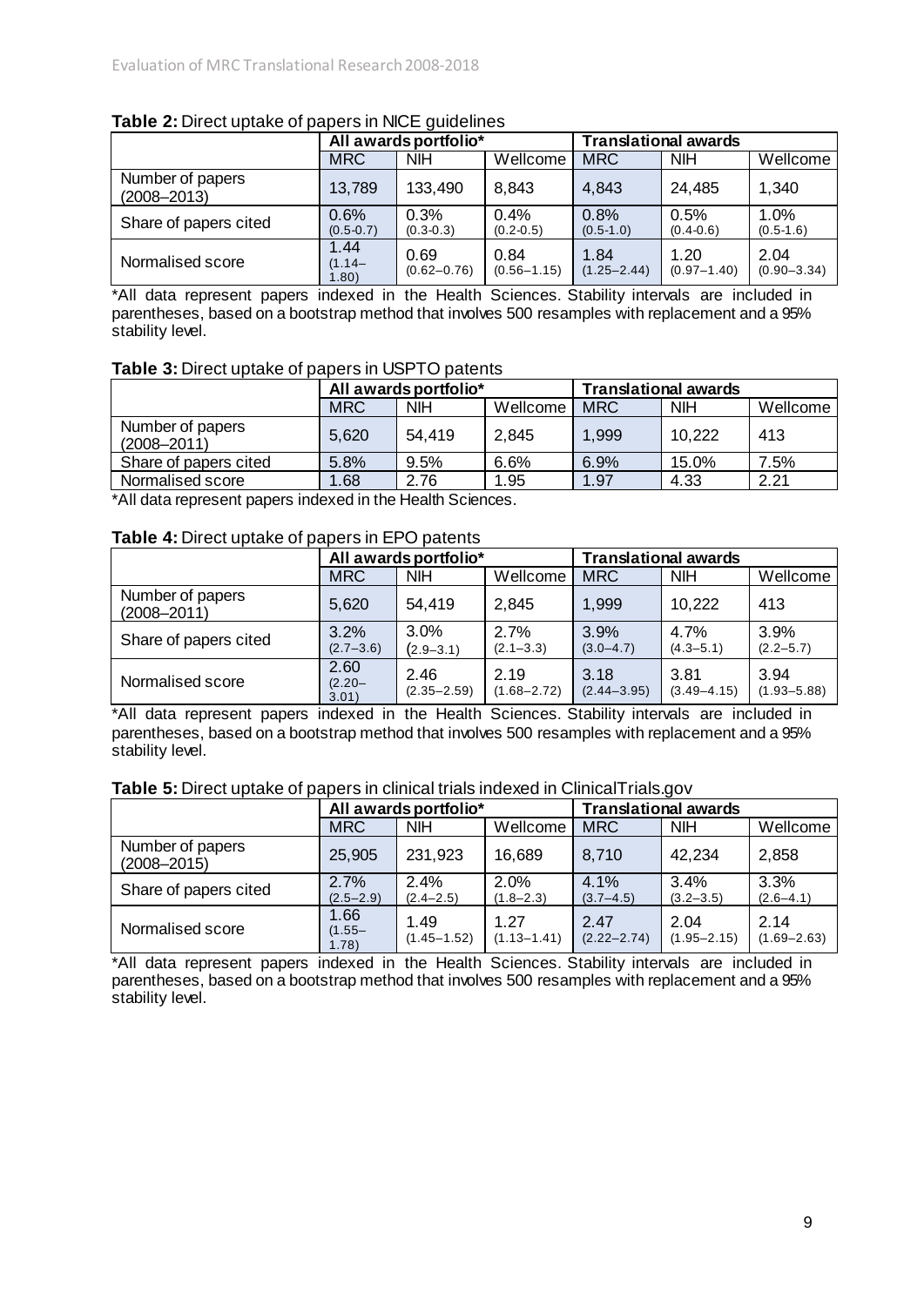**Table 2:** Direct uptake of papers in NICE guidelines

| | All awards portfolio* | | | Translational awards | | |
|---|---|---|---|---|---|---|
| | MRC | NIH | Wellcome | MRC | NIH | Wellcome |
| Number of papers (2008–2013) | 13,789 | 133,490 | 8,843 | 4,843 | 24,485 | 1,340 |
| Share of papers cited | 0.6% (0.5-0.7) | 0.3% (0.3-0.3) | 0.4% (0.2-0.5) | 0.8% (0.5-1.0) | 0.5% (0.4-0.6) | 1.0% (0.5-1.6) |
| Normalised score | 1.44 (1.14–1.80) | 0.69 (0.62–0.76) | 0.84 (0.56–1.15) | 1.84 (1.25–2.44) | 1.20 (0.97–1.40) | 2.04 (0.90–3.34) |

*All data represent papers indexed in the Health Sciences. Stability intervals are included in parentheses, based on a bootstrap method that involves 500 resamples with replacement and a 95% stability level.

**Table 3:** Direct uptake of papers in USPTO patents

| | All awards portfolio* | | | Translational awards | | |
|---|---|---|---|---|---|---|
| | MRC | NIH | Wellcome | MRC | NIH | Wellcome |
| Number of papers (2008–2011) | 5,620 | 54,419 | 2,845 | 1,999 | 10,222 | 413 |
| Share of papers cited | 5.8% | 9.5% | 6.6% | 6.9% | 15.0% | 7.5% |
| Normalised score | 1.68 | 2.76 | 1.95 | 1.97 | 4.33 | 2.21 |

*All data represent papers indexed in the Health Sciences.

**Table 4:** Direct uptake of papers in EPO patents

| | All awards portfolio* | | | Translational awards | | |
|---|---|---|---|---|---|---|
| | MRC | NIH | Wellcome | MRC | NIH | Wellcome |
| Number of papers (2008–2011) | 5,620 | 54,419 | 2,845 | 1,999 | 10,222 | 413 |
| Share of papers cited | 3.2% (2.7–3.6) | 3.0% (2.9–3.1) | 2.7% (2.1–3.3) | 3.9% (3.0–4.7) | 4.7% (4.3–5.1) | 3.9% (2.2–5.7) |
| Normalised score | 2.60 (2.20–3.01) | 2.46 (2.35–2.59) | 2.19 (1.68–2.72) | 3.18 (2.44–3.95) | 3.81 (3.49–4.15) | 3.94 (1.93–5.88) |

*All data represent papers indexed in the Health Sciences. Stability intervals are included in parentheses, based on a bootstrap method that involves 500 resamples with replacement and a 95% stability level.

**Table 5:** Direct uptake of papers in clinical trials indexed in ClinicalTrials.gov

| | All awards portfolio* | | | Translational awards | | |
|---|---|---|---|---|---|---|
| | MRC | NIH | Wellcome | MRC | NIH | Wellcome |
| Number of papers (2008–2015) | 25,905 | 231,923 | 16,689 | 8,710 | 42,234 | 2,858 |
| Share of papers cited | 2.7% (2.5–2.9) | 2.4% (2.4–2.5) | 2.0% (1.8–2.3) | 4.1% (3.7–4.5) | 3.4% (3.2–3.5) | 3.3% (2.6–4.1) |
| Normalised score | 1.66 (1.55–1.78) | 1.49 (1.45–1.52) | 1.27 (1.13–1.41) | 2.47 (2.22–2.74) | 2.04 (1.95–2.15) | 2.14 (1.69–2.63) |

*All data represent papers indexed in the Health Sciences. Stability intervals are included in parentheses, based on a bootstrap method that involves 500 resamples with replacement and a 95% stability level.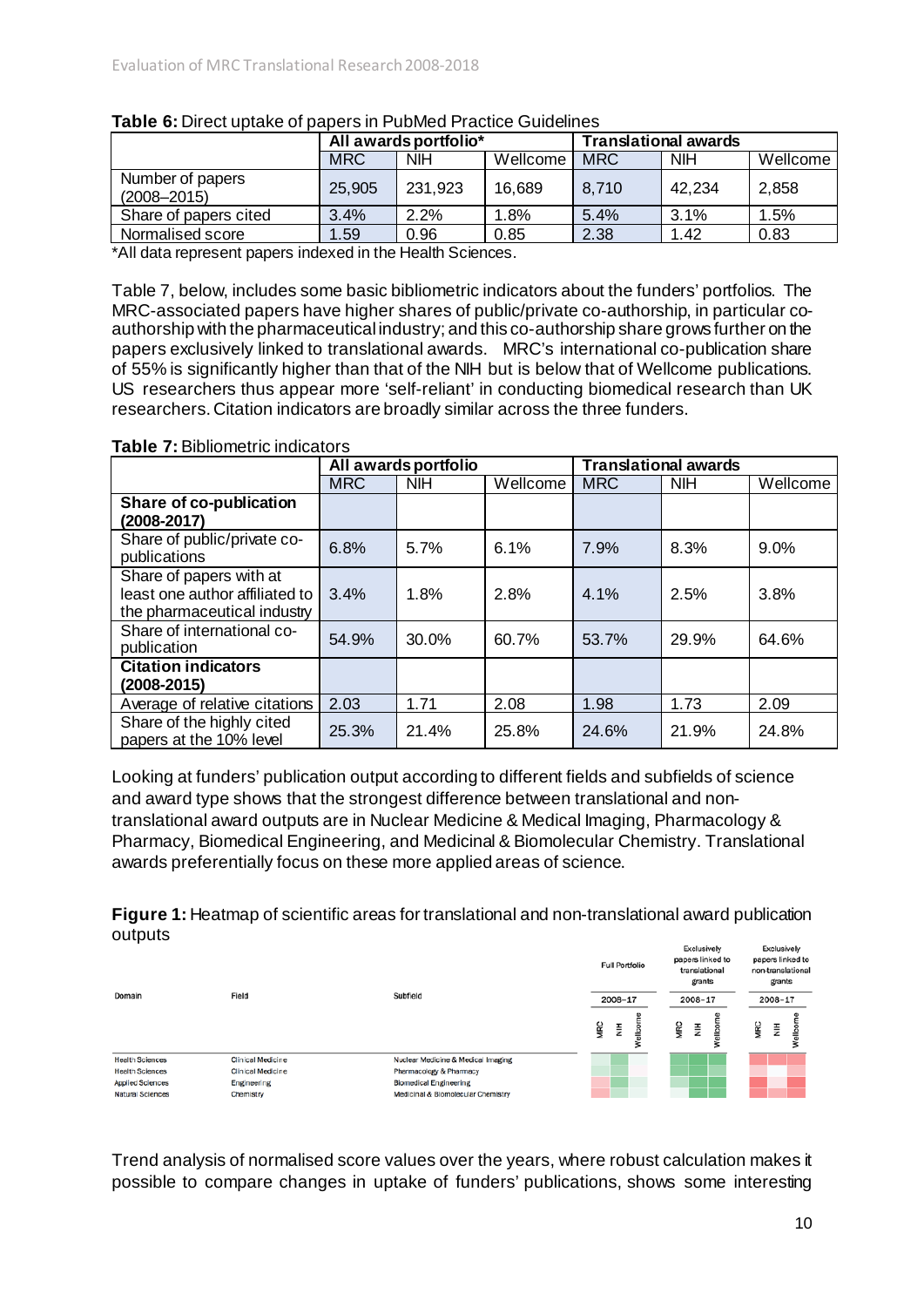**Table 6:** Direct uptake of papers in PubMed Practice Guidelines

| | All awards portfolio* | | | Translational awards | | |
|---|---|---|---|---|---|---|
| | MRC | NIH | Wellcome | MRC | NIH | Wellcome |
| Number of papers (2008–2015) | 25,905 | 231,923 | 16,689 | 8,710 | 42,234 | 2,858 |
| Share of papers cited | 3.4% | 2.2% | 1.8% | 5.4% | 3.1% | 1.5% |
| Normalised score | 1.59 | 0.96 | 0.85 | 2.38 | 1.42 | 0.83 |

*All data represent papers indexed in the Health Sciences.

Table 7, below, includes some basic bibliometric indicators about the funders' portfolios. The MRC-associated papers have higher shares of public/private co-authorship, in particular co-authorship with the pharmaceutical industry; and this co-authorship share grows further on the papers exclusively linked to translational awards. MRC's international co-publication share of 55% is significantly higher than that of the NIH but is below that of Wellcome publications. US researchers thus appear more 'self-reliant' in conducting biomedical research than UK researchers. Citation indicators are broadly similar across the three funders.

**Table 7:** Bibliometric indicators

| | All awards portfolio | | | Translational awards | | |
|---|---|---|---|---|---|---|
| | MRC | NIH | Wellcome | MRC | NIH | Wellcome |
| **Share of co-publication (2008-2017)** | | | | | | |
| Share of public/private co-publications | 6.8% | 5.7% | 6.1% | 7.9% | 8.3% | 9.0% |
| Share of papers with at least one author affiliated to the pharmaceutical industry | 3.4% | 1.8% | 2.8% | 4.1% | 2.5% | 3.8% |
| Share of international co-publication | 54.9% | 30.0% | 60.7% | 53.7% | 29.9% | 64.6% |
| **Citation indicators (2008-2015)** | | | | | | |
| Average of relative citations | 2.03 | 1.71 | 2.08 | 1.98 | 1.73 | 2.09 |
| Share of the highly cited papers at the 10% level | 25.3% | 21.4% | 25.8% | 24.6% | 21.9% | 24.8% |

Looking at funders' publication output according to different fields and subfields of science and award type shows that the strongest difference between translational and non-translational award outputs are in Nuclear Medicine & Medical Imaging, Pharmacology & Pharmacy, Biomedical Engineering, and Medicinal & Biomolecular Chemistry. Translational awards preferentially focus on these more applied areas of science.

**Figure 1:** Heatmap of scientific areas for translational and non-translational award publication outputs

| Domain | Field | Subfield |
|---|---|---|
| Health Sciences | Clinical Medicine | Nuclear Medicine & Medical Imaging |
| Health Sciences | Clinical Medicine | Pharmacology & Pharmacy |
| Applied Sciences | Engineering | Biomedical Engineering |
| Natural Sciences | Chemistry | Medicinal & Biomolecular Chemistry |

Columns: Full Portfolio (2008–17: MRC, NIH, Wellcome); Exclusively papers linked to translational grants (2008–17: MRC, NIH, Wellcome); Exclusively papers linked to non-translational grants (2008–17: MRC, NIH, Wellcome)

Trend analysis of normalised score values over the years, where robust calculation makes it possible to compare changes in uptake of funders' publications, shows some interesting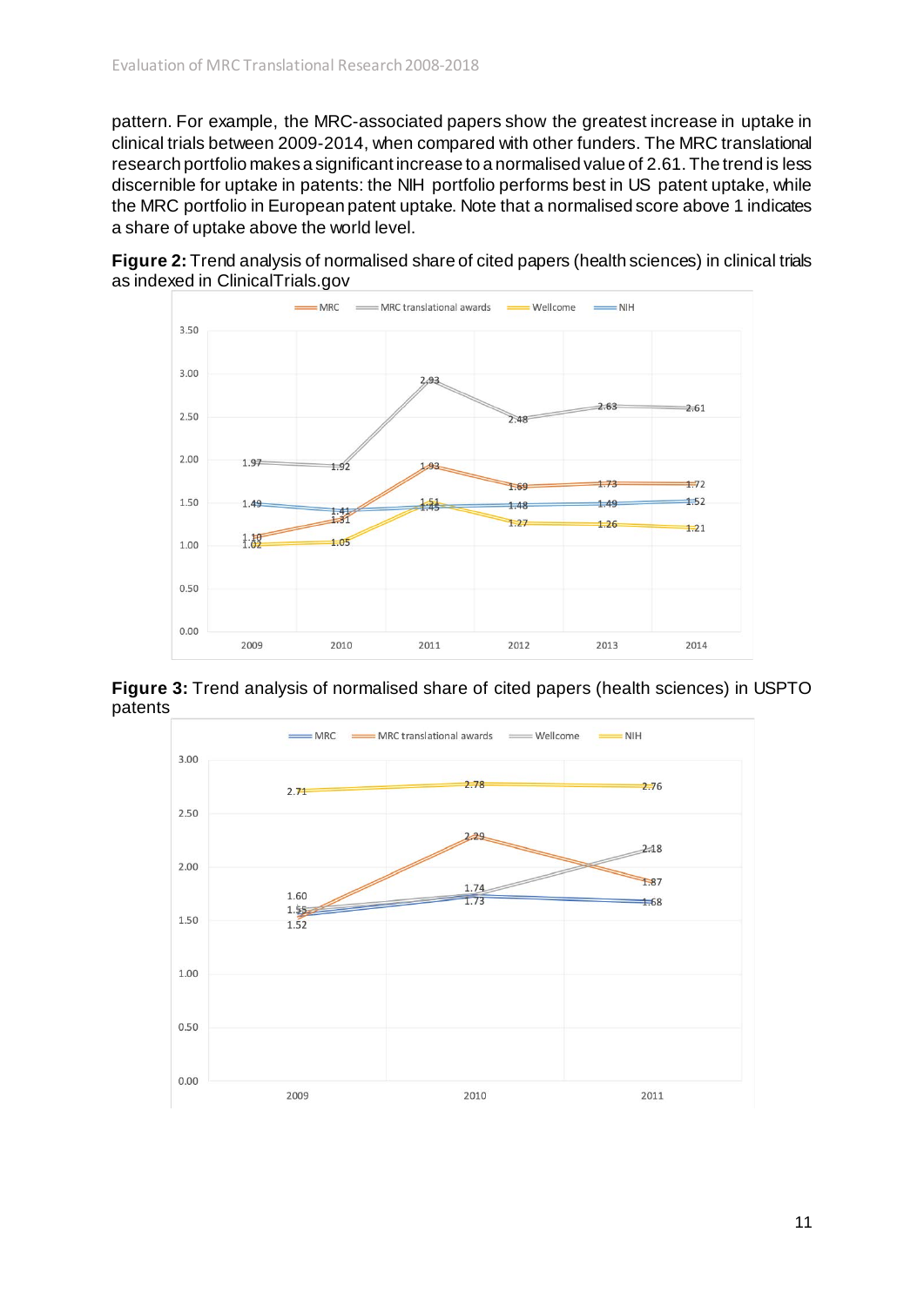pattern. For example, the MRC-associated papers show the greatest increase in uptake in clinical trials between 2009-2014, when compared with other funders. The MRC translational research portfolio makes a significant increase to a normalised value of 2.61. The trend is less discernible for uptake in patents: the NIH portfolio performs best in US patent uptake, while the MRC portfolio in European patent uptake. Note that a normalised score above 1 indicates a share of uptake above the world level.

**Figure 2:** Trend analysis of normalised share of cited papers (health sciences) in clinical trials as indexed in ClinicalTrials.gov

**Figure 3:** Trend analysis of normalised share of cited papers (health sciences) in USPTO patents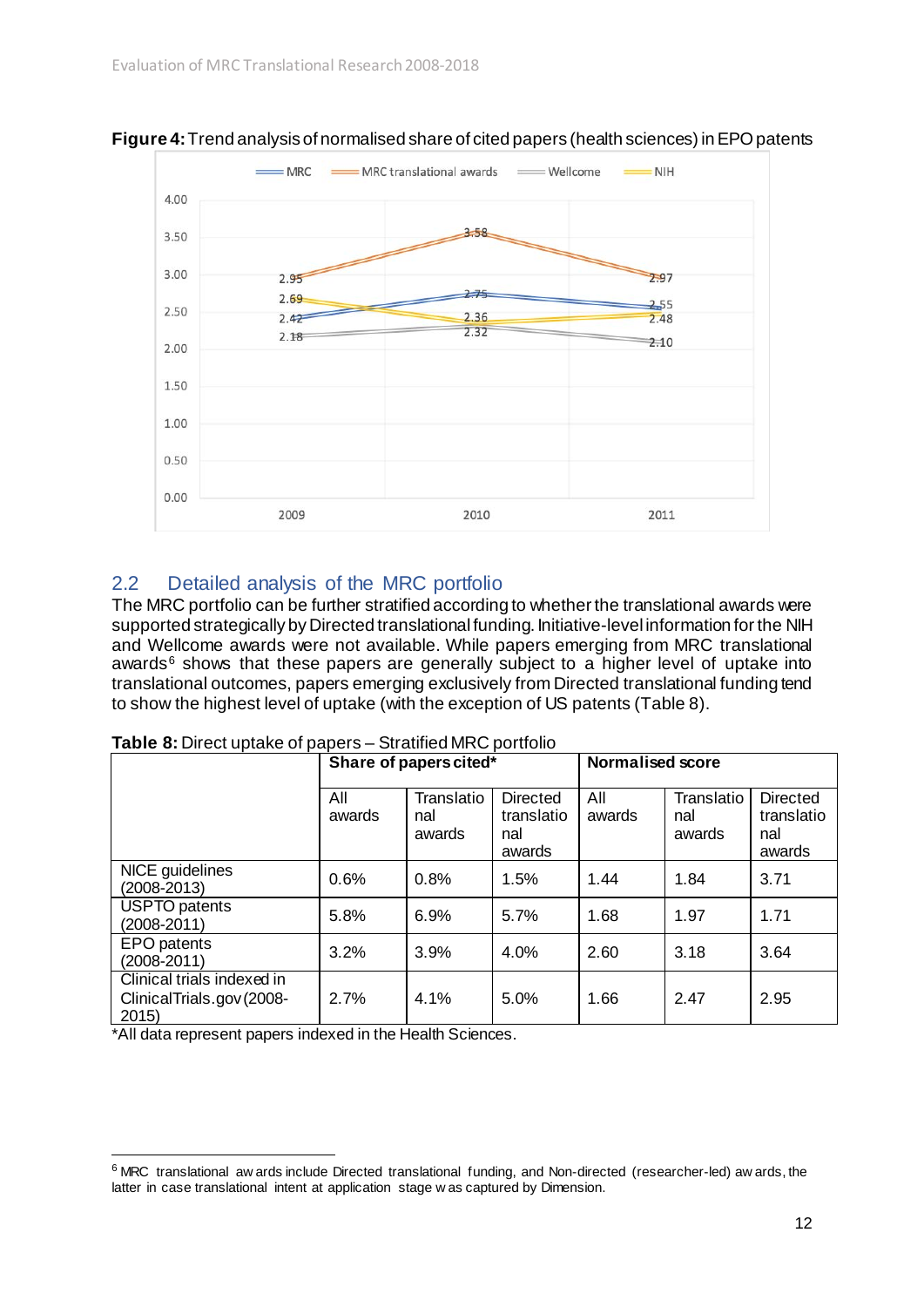**Figure 4:** Trend analysis of normalised share of cited papers (health sciences) in EPO patents

## 2.2 Detailed analysis of the MRC portfolio

The MRC portfolio can be further stratified according to whether the translational awards were supported strategically by Directed translational funding. Initiative-level information for the NIH and Wellcome awards were not available. While papers emerging from MRC translational awards[6] shows that these papers are generally subject to a higher level of uptake into translational outcomes, papers emerging exclusively from Directed translational funding tend to show the highest level of uptake (with the exception of US patents (Table 8).

**Table 8:** Direct uptake of papers – Stratified MRC portfolio

| | Share of papers cited* | | | Normalised score | | |
|---|---|---|---|---|---|---|
| | All awards | Translational awards | Directed translational awards | All awards | Translational awards | Directed translational awards |
| NICE guidelines (2008-2013) | 0.6% | 0.8% | 1.5% | 1.44 | 1.84 | 3.71 |
| USPTO patents (2008-2011) | 5.8% | 6.9% | 5.7% | 1.68 | 1.97 | 1.71 |
| EPO patents (2008-2011) | 3.2% | 3.9% | 4.0% | 2.60 | 3.18 | 3.64 |
| Clinical trials indexed in ClinicalTrials.gov (2008-2015) | 2.7% | 4.1% | 5.0% | 1.66 | 2.47 | 2.95 |

*All data represent papers indexed in the Health Sciences.

[6] MRC translational awards include Directed translational funding, and Non-directed (researcher-led) awards, the latter in case translational intent at application stage was captured by Dimension.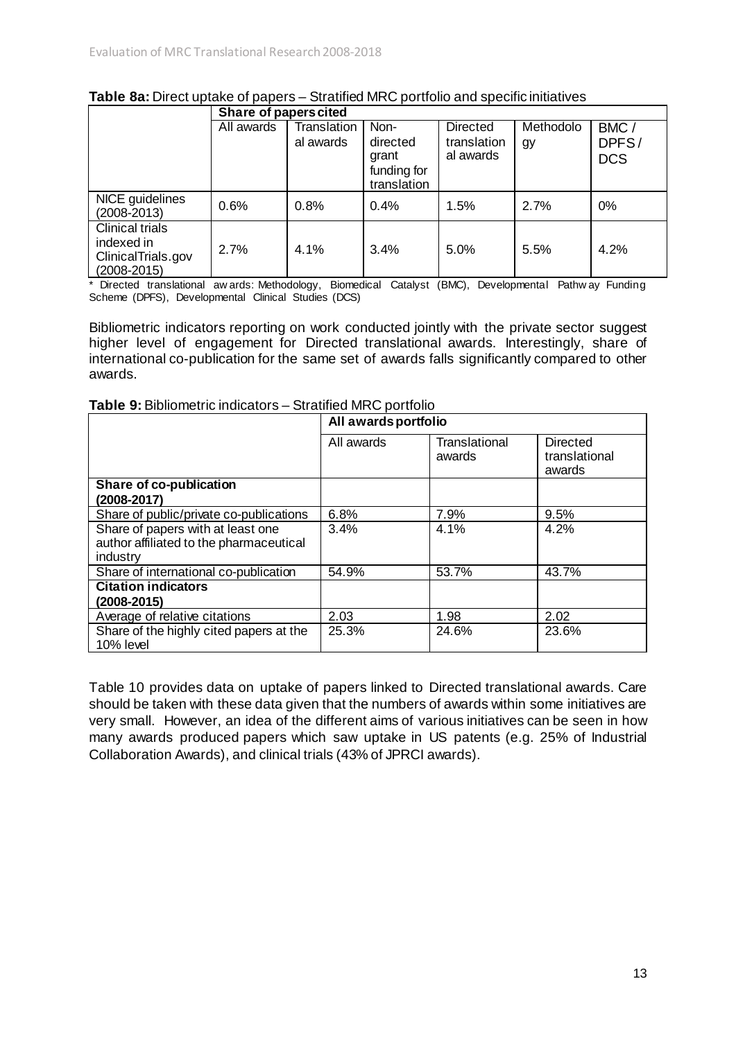**Table 8a:** Direct uptake of papers – Stratified MRC portfolio and specific initiatives

| | Share of papers cited | | | | | |
|---|---|---|---|---|---|---|
| | All awards | Translational awards | Non-directed grant funding for translation | Directed translational awards | Methodology | BMC / DPFS / DCS |
| NICE guidelines (2008-2013) | 0.6% | 0.8% | 0.4% | 1.5% | 2.7% | 0% |
| Clinical trials indexed in ClinicalTrials.gov (2008-2015) | 2.7% | 4.1% | 3.4% | 5.0% | 5.5% | 4.2% |

* Directed translational awards: Methodology, Biomedical Catalyst (BMC), Developmental Pathway Funding Scheme (DPFS), Developmental Clinical Studies (DCS)

Bibliometric indicators reporting on work conducted jointly with the private sector suggest higher level of engagement for Directed translational awards. Interestingly, share of international co-publication for the same set of awards falls significantly compared to other awards.

**Table 9:** Bibliometric indicators – Stratified MRC portfolio

| | All awards portfolio | | |
|---|---|---|---|
| | All awards | Translational awards | Directed translational awards |
| **Share of co-publication (2008-2017)** | | | |
| Share of public/private co-publications | 6.8% | 7.9% | 9.5% |
| Share of papers with at least one author affiliated to the pharmaceutical industry | 3.4% | 4.1% | 4.2% |
| Share of international co-publication | 54.9% | 53.7% | 43.7% |
| **Citation indicators (2008-2015)** | | | |
| Average of relative citations | 2.03 | 1.98 | 2.02 |
| Share of the highly cited papers at the 10% level | 25.3% | 24.6% | 23.6% |

Table 10 provides data on uptake of papers linked to Directed translational awards. Care should be taken with these data given that the numbers of awards within some initiatives are very small. However, an idea of the different aims of various initiatives can be seen in how many awards produced papers which saw uptake in US patents (e.g. 25% of Industrial Collaboration Awards), and clinical trials (43% of JPRCI awards).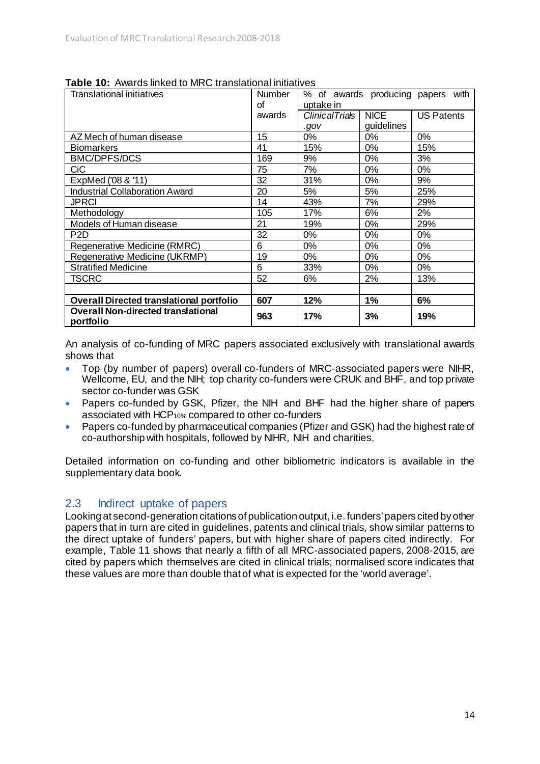**Table 10:** Awards linked to MRC translational initiatives

| Translational initiatives | Number of awards | % of awards producing papers with uptake in | | |
|---|---|---|---|---|
| | | *ClinicalTrials .gov* | NICE guidelines | US Patents |
| AZ Mech of human disease | 15 | 0% | 0% | 0% |
| Biomarkers | 41 | 15% | 0% | 15% |
| BMC/DPFS/DCS | 169 | 9% | 0% | 3% |
| CiC | 75 | 7% | 0% | 0% |
| ExpMed ('08 & '11) | 32 | 31% | 0% | 9% |
| Industrial Collaboration Award | 20 | 5% | 5% | 25% |
| JPRCI | 14 | 43% | 7% | 29% |
| Methodology | 105 | 17% | 6% | 2% |
| Models of Human disease | 21 | 19% | 0% | 29% |
| P2D | 32 | 0% | 0% | 0% |
| Regenerative Medicine (RMRC) | 6 | 0% | 0% | 0% |
| Regenerative Medicine (UKRMP) | 19 | 0% | 0% | 0% |
| Stratified Medicine | 6 | 33% | 0% | 0% |
| TSCRC | 52 | 6% | 2% | 13% |
| | | | | |
| **Overall Directed translational portfolio** | **607** | **12%** | **1%** | **6%** |
| **Overall Non-directed translational portfolio** | **963** | **17%** | **3%** | **19%** |

An analysis of co-funding of MRC papers associated exclusively with translational awards shows that

- Top (by number of papers) overall co-funders of MRC-associated papers were NIHR, Wellcome, EU, and the NIH; top charity co-funders were CRUK and BHF, and top private sector co-funder was GSK
- Papers co-funded by GSK, Pfizer, the NIH and BHF had the higher share of papers associated with $HCP_{10\%}$ compared to other co-funders
- Papers co-funded by pharmaceutical companies (Pfizer and GSK) had the highest rate of co-authorship with hospitals, followed by NIHR, NIH and charities.

Detailed information on co-funding and other bibliometric indicators is available in the supplementary data book.

## 2.3 Indirect uptake of papers

Looking at second-generation citations of publication output, i.e. funders' papers cited by other papers that in turn are cited in guidelines, patents and clinical trials, show similar patterns to the direct uptake of funders' papers, but with higher share of papers cited indirectly. For example, Table 11 shows that nearly a fifth of all MRC-associated papers, 2008-2015, are cited by papers which themselves are cited in clinical trials; normalised score indicates that these values are more than double that of what is expected for the 'world average'.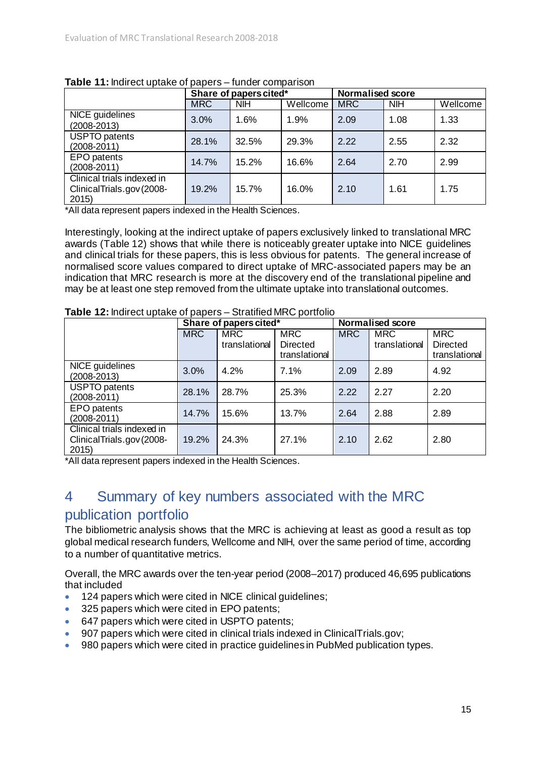**Table 11:** Indirect uptake of papers – funder comparison

| | Share of papers cited* | | | Normalised score | | |
|---|---|---|---|---|---|---|
| | MRC | NIH | Wellcome | MRC | NIH | Wellcome |
| NICE guidelines (2008-2013) | 3.0% | 1.6% | 1.9% | 2.09 | 1.08 | 1.33 |
| USPTO patents (2008-2011) | 28.1% | 32.5% | 29.3% | 2.22 | 2.55 | 2.32 |
| EPO patents (2008-2011) | 14.7% | 15.2% | 16.6% | 2.64 | 2.70 | 2.99 |
| Clinical trials indexed in ClinicalTrials.gov (2008-2015) | 19.2% | 15.7% | 16.0% | 2.10 | 1.61 | 1.75 |

*All data represent papers indexed in the Health Sciences.

Interestingly, looking at the indirect uptake of papers exclusively linked to translational MRC awards (Table 12) shows that while there is noticeably greater uptake into NICE guidelines and clinical trials for these papers, this is less obvious for patents. The general increase of normalised score values compared to direct uptake of MRC-associated papers may be an indication that MRC research is more at the discovery end of the translational pipeline and may be at least one step removed from the ultimate uptake into translational outcomes.

**Table 12:** Indirect uptake of papers – Stratified MRC portfolio

| | Share of papers cited* | | | Normalised score | | |
|---|---|---|---|---|---|---|
| | MRC | MRC translational | MRC Directed translational | MRC | MRC translational | MRC Directed translational |
| NICE guidelines (2008-2013) | 3.0% | 4.2% | 7.1% | 2.09 | 2.89 | 4.92 |
| USPTO patents (2008-2011) | 28.1% | 28.7% | 25.3% | 2.22 | 2.27 | 2.20 |
| EPO patents (2008-2011) | 14.7% | 15.6% | 13.7% | 2.64 | 2.88 | 2.89 |
| Clinical trials indexed in ClinicalTrials.gov (2008-2015) | 19.2% | 24.3% | 27.1% | 2.10 | 2.62 | 2.80 |

*All data represent papers indexed in the Health Sciences.

# 4 Summary of key numbers associated with the MRC publication portfolio

The bibliometric analysis shows that the MRC is achieving at least as good a result as top global medical research funders, Wellcome and NIH, over the same period of time, according to a number of quantitative metrics.

Overall, the MRC awards over the ten-year period (2008–2017) produced 46,695 publications that included

- 124 papers which were cited in NICE clinical guidelines;
- 325 papers which were cited in EPO patents;
- 647 papers which were cited in USPTO patents;
- 907 papers which were cited in clinical trials indexed in ClinicalTrials.gov;
- 980 papers which were cited in practice guidelines in PubMed publication types.